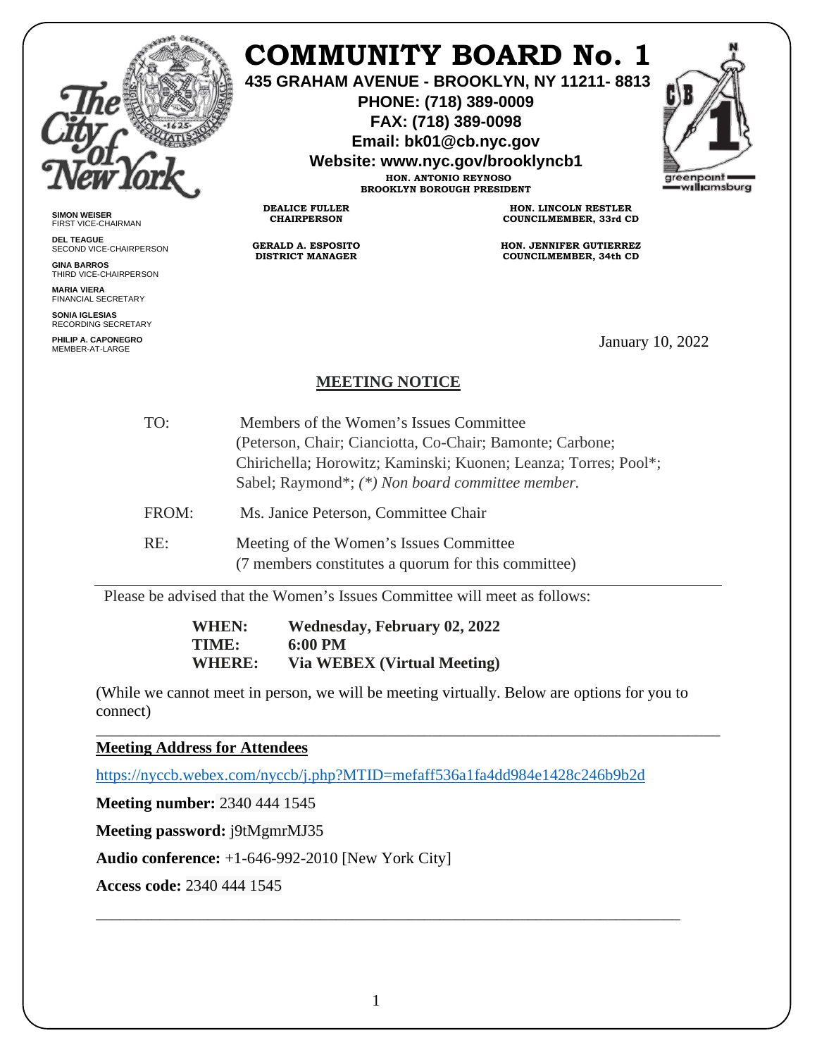# COMMUNITY BOARD No. 1

**435 GRAHAM AVENUE - BROOKLYN, NY 11211- 8813**
**PHONE: (718) 389-0009**
**FAX: (718) 389-0098**
**Email: bk01@cb.nyc.gov**
**Website: www.nyc.gov/brooklyncb1**

**HON. ANTONIO REYNOSO**
**BROOKLYN BOROUGH PRESIDENT**

**DEALICE FULLER**
**CHAIRPERSON**

**GERALD A. ESPOSITO**
**DISTRICT MANAGER**

**HON. LINCOLN RESTLER**
**COUNCILMEMBER, 33rd CD**

**HON. JENNIFER GUTIERREZ**
**COUNCILMEMBER, 34th CD**

**SIMON WEISER**
FIRST VICE-CHAIRMAN

**DEL TEAGUE**
SECOND VICE-CHAIRPERSON

**GINA BARROS**
THIRD VICE-CHAIRPERSON

**MARIA VIERA**
FINANCIAL SECRETARY

**SONIA IGLESIAS**
RECORDING SECRETARY

**PHILIP A. CAPONEGRO**
MEMBER-AT-LARGE

January 10, 2022

## MEETING NOTICE

TO: Members of the Women's Issues Committee (Peterson, Chair; Cianciotta, Co-Chair; Bamonte; Carbone; Chirichella; Horowitz; Kaminski; Kuonen; Leanza; Torres; Pool*; Sabel; Raymond*; *(*) Non board committee member.*

FROM: Ms. Janice Peterson, Committee Chair

RE: Meeting of the Women's Issues Committee (7 members constitutes a quorum for this committee)

---

Please be advised that the Women's Issues Committee will meet as follows:

**WHEN:** **Wednesday, February 02, 2022**
**TIME:** **6:00 PM**
**WHERE:** **Via WEBEX (Virtual Meeting)**

(While we cannot meet in person, we will be meeting virtually. Below are options for you to connect)

---

**Meeting Address for Attendees**

https://nyccb.webex.com/nyccb/j.php?MTID=mefaff536a1fa4dd984e1428c246b9b2d

**Meeting number:** 2340 444 1545

**Meeting password:** j9tMgmrMJ35

**Audio conference:** +1-646-992-2010 [New York City]

**Access code:** 2340 444 1545

---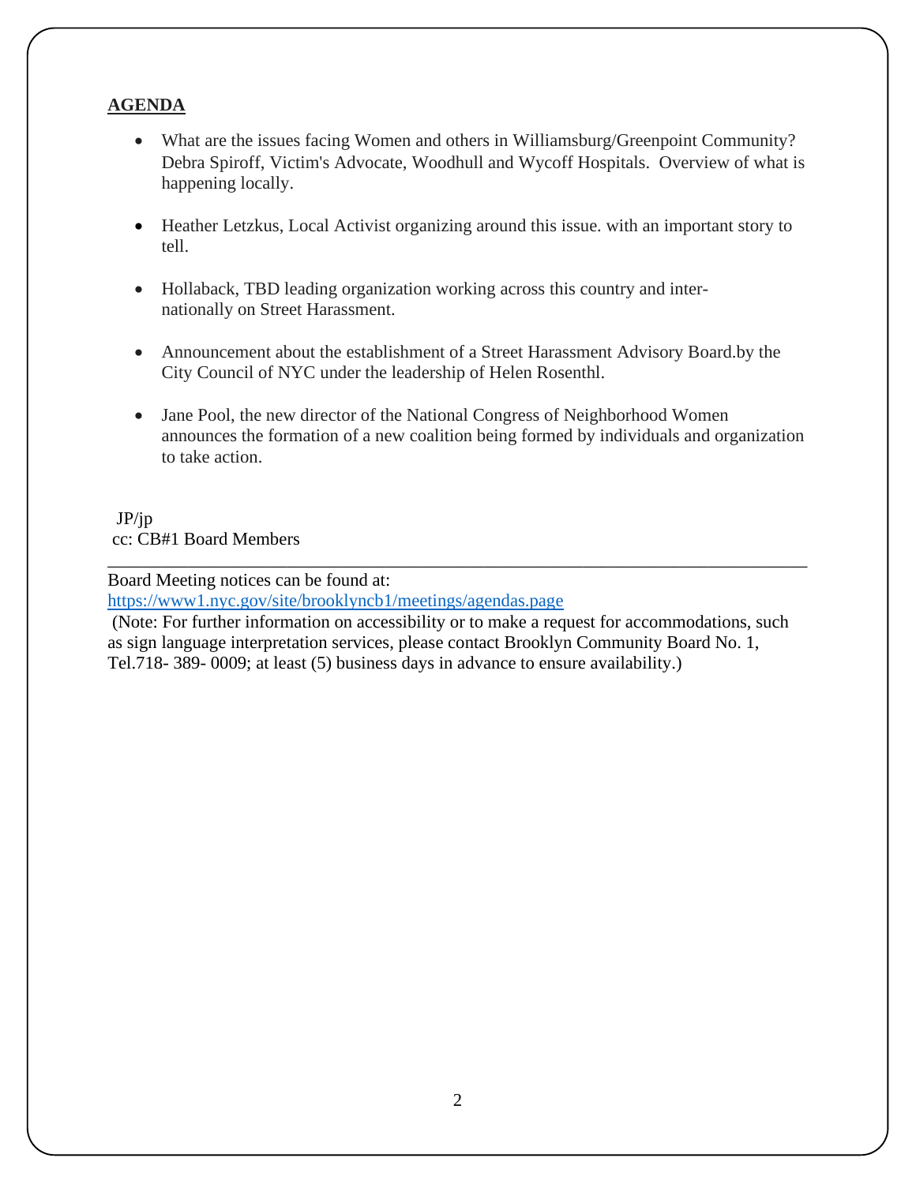**AGENDA**

- What are the issues facing Women and others in Williamsburg/Greenpoint Community? Debra Spiroff, Victim's Advocate, Woodhull and Wycoff Hospitals. Overview of what is happening locally.

- Heather Letzkus, Local Activist organizing around this issue. with an important story to tell.

- Hollaback, TBD leading organization working across this country and inter-nationally on Street Harassment.

- Announcement about the establishment of a Street Harassment Advisory Board.by the City Council of NYC under the leadership of Helen Rosenthl.

- Jane Pool, the new director of the National Congress of Neighborhood Women announces the formation of a new coalition being formed by individuals and organization to take action.

JP/jp
cc: CB#1 Board Members

---

Board Meeting notices can be found at:
https://www1.nyc.gov/site/brooklyncb1/meetings/agendas.page
(Note: For further information on accessibility or to make a request for accommodations, such as sign language interpretation services, please contact Brooklyn Community Board No. 1, Tel.718- 389- 0009; at least (5) business days in advance to ensure availability.)